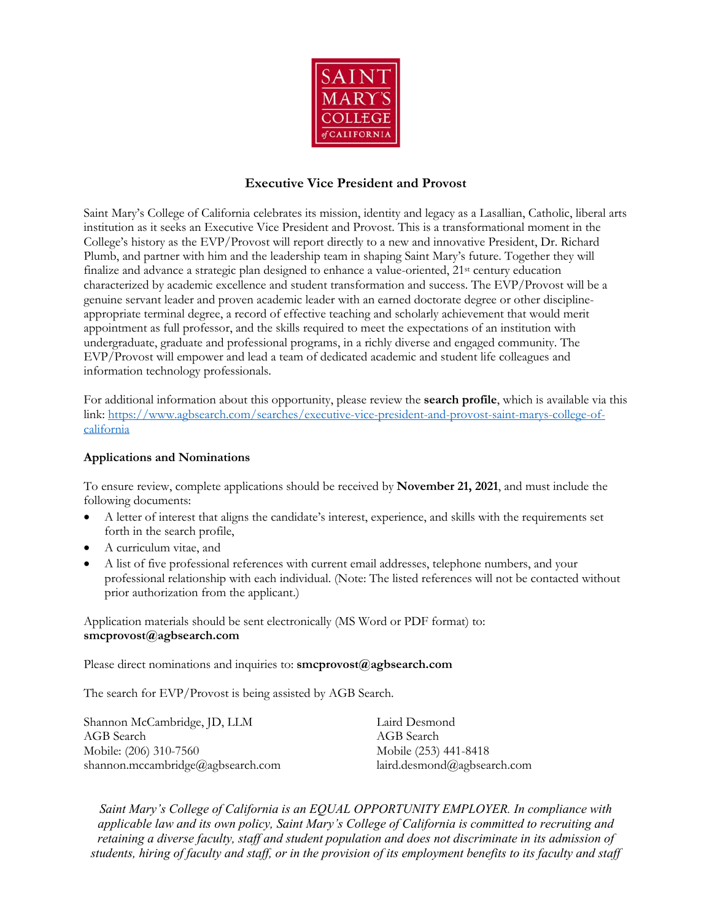SAINT MARY'S COLLEGE of CALIFORNIA

# Executive Vice President and Provost

Saint Mary's College of California celebrates its mission, identity and legacy as a Lasallian, Catholic, liberal arts institution as it seeks an Executive Vice President and Provost. This is a transformational moment in the College's history as the EVP/Provost will report directly to a new and innovative President, Dr. Richard Plumb, and partner with him and the leadership team in shaping Saint Mary's future. Together they will finalize and advance a strategic plan designed to enhance a value-oriented, 21st century education characterized by academic excellence and student transformation and success. The EVP/Provost will be a genuine servant leader and proven academic leader with an earned doctorate degree or other discipline-appropriate terminal degree, a record of effective teaching and scholarly achievement that would merit appointment as full professor, and the skills required to meet the expectations of an institution with undergraduate, graduate and professional programs, in a richly diverse and engaged community. The EVP/Provost will empower and lead a team of dedicated academic and student life colleagues and information technology professionals.

For additional information about this opportunity, please review the **search profile**, which is available via this link: [https://www.agbsearch.com/searches/executive-vice-president-and-provost-saint-marys-college-of-california](https://www.agbsearch.com/searches/executive-vice-president-and-provost-saint-marys-college-of-california)

**Applications and Nominations**

To ensure review, complete applications should be received by **November 21, 2021**, and must include the following documents:

- A letter of interest that aligns the candidate's interest, experience, and skills with the requirements set forth in the search profile,
- A curriculum vitae, and
- A list of five professional references with current email addresses, telephone numbers, and your professional relationship with each individual. (Note: The listed references will not be contacted without prior authorization from the applicant.)

Application materials should be sent electronically (MS Word or PDF format) to:
**smcprovost@agbsearch.com**

Please direct nominations and inquiries to: **smcprovost@agbsearch.com**

The search for EVP/Provost is being assisted by AGB Search.

Shannon McCambridge, JD, LLM
AGB Search
Mobile: (206) 310-7560
shannon.mccambridge@agbsearch.com

Laird Desmond
AGB Search
Mobile (253) 441-8418
laird.desmond@agbsearch.com

*Saint Mary's College of California is an EQUAL OPPORTUNITY EMPLOYER. In compliance with applicable law and its own policy, Saint Mary's College of California is committed to recruiting and retaining a diverse faculty, staff and student population and does not discriminate in its admission of students, hiring of faculty and staff, or in the provision of its employment benefits to its faculty and staff*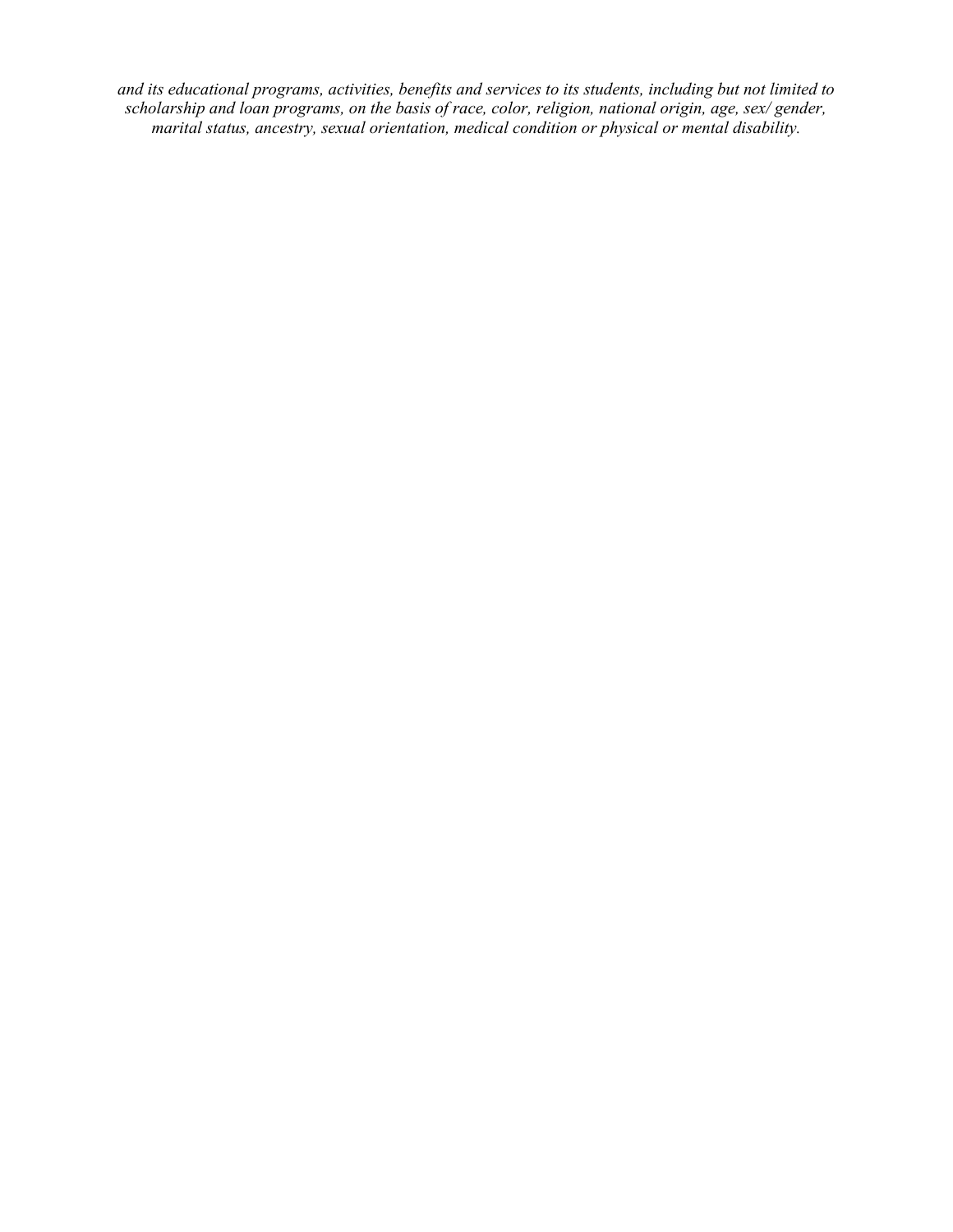*and its educational programs, activities, benefits and services to its students, including but not limited to scholarship and loan programs, on the basis of race, color, religion, national origin, age, sex/ gender, marital status, ancestry, sexual orientation, medical condition or physical or mental disability.*